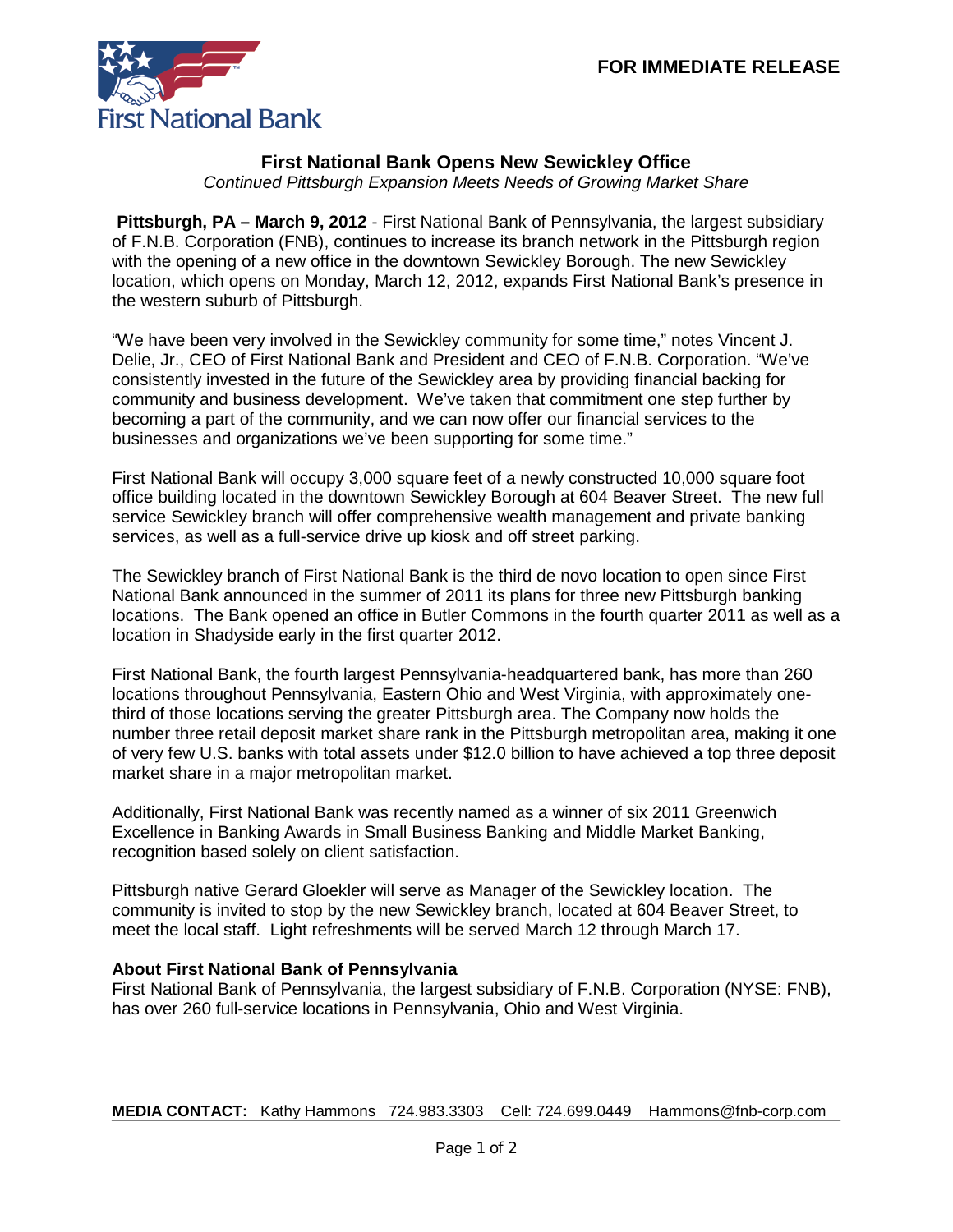First National Bank

**FOR IMMEDIATE RELEASE**

# First National Bank Opens New Sewickley Office

*Continued Pittsburgh Expansion Meets Needs of Growing Market Share*

**Pittsburgh, PA – March 9, 2012** - First National Bank of Pennsylvania, the largest subsidiary of F.N.B. Corporation (FNB), continues to increase its branch network in the Pittsburgh region with the opening of a new office in the downtown Sewickley Borough. The new Sewickley location, which opens on Monday, March 12, 2012, expands First National Bank's presence in the western suburb of Pittsburgh.

"We have been very involved in the Sewickley community for some time," notes Vincent J. Delie, Jr., CEO of First National Bank and President and CEO of F.N.B. Corporation. "We've consistently invested in the future of the Sewickley area by providing financial backing for community and business development. We've taken that commitment one step further by becoming a part of the community, and we can now offer our financial services to the businesses and organizations we've been supporting for some time."

First National Bank will occupy 3,000 square feet of a newly constructed 10,000 square foot office building located in the downtown Sewickley Borough at 604 Beaver Street. The new full service Sewickley branch will offer comprehensive wealth management and private banking services, as well as a full-service drive up kiosk and off street parking.

The Sewickley branch of First National Bank is the third de novo location to open since First National Bank announced in the summer of 2011 its plans for three new Pittsburgh banking locations. The Bank opened an office in Butler Commons in the fourth quarter 2011 as well as a location in Shadyside early in the first quarter 2012.

First National Bank, the fourth largest Pennsylvania-headquartered bank, has more than 260 locations throughout Pennsylvania, Eastern Ohio and West Virginia, with approximately one-third of those locations serving the greater Pittsburgh area. The Company now holds the number three retail deposit market share rank in the Pittsburgh metropolitan area, making it one of very few U.S. banks with total assets under $12.0 billion to have achieved a top three deposit market share in a major metropolitan market.

Additionally, First National Bank was recently named as a winner of six 2011 Greenwich Excellence in Banking Awards in Small Business Banking and Middle Market Banking, recognition based solely on client satisfaction.

Pittsburgh native Gerard Gloekler will serve as Manager of the Sewickley location. The community is invited to stop by the new Sewickley branch, located at 604 Beaver Street, to meet the local staff. Light refreshments will be served March 12 through March 17.

**About First National Bank of Pennsylvania**

First National Bank of Pennsylvania, the largest subsidiary of F.N.B. Corporation (NYSE: FNB), has over 260 full-service locations in Pennsylvania, Ohio and West Virginia.

**MEDIA CONTACT:** Kathy Hammons 724.983.3303 Cell: 724.699.0449 Hammons@fnb-corp.com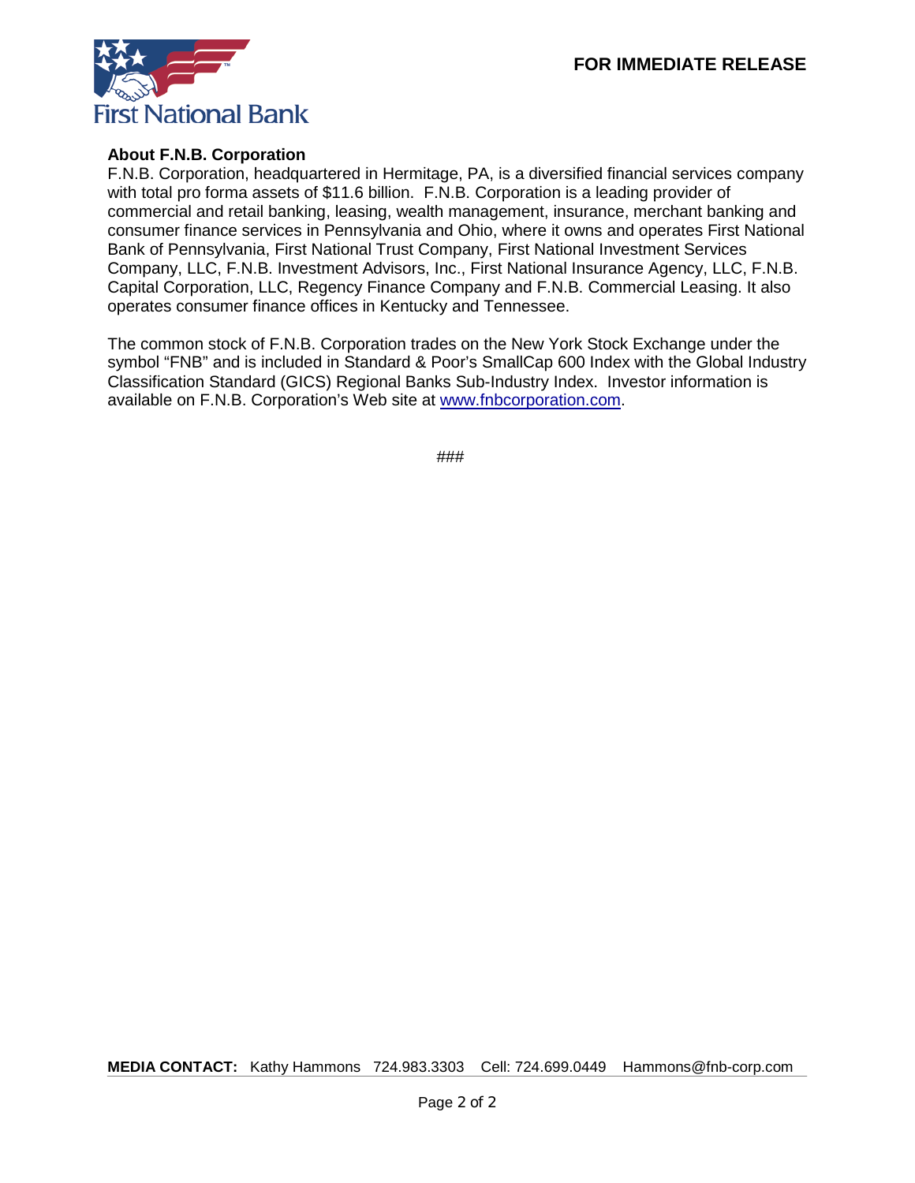**FOR IMMEDIATE RELEASE**

## About F.N.B. Corporation

F.N.B. Corporation, headquartered in Hermitage, PA, is a diversified financial services company with total pro forma assets of $11.6 billion. F.N.B. Corporation is a leading provider of commercial and retail banking, leasing, wealth management, insurance, merchant banking and consumer finance services in Pennsylvania and Ohio, where it owns and operates First National Bank of Pennsylvania, First National Trust Company, First National Investment Services Company, LLC, F.N.B. Investment Advisors, Inc., First National Insurance Agency, LLC, F.N.B. Capital Corporation, LLC, Regency Finance Company and F.N.B. Commercial Leasing. It also operates consumer finance offices in Kentucky and Tennessee.

The common stock of F.N.B. Corporation trades on the New York Stock Exchange under the symbol "FNB" and is included in Standard & Poor's SmallCap 600 Index with the Global Industry Classification Standard (GICS) Regional Banks Sub-Industry Index. Investor information is available on F.N.B. Corporation's Web site at www.fnbcorporation.com.

###

**MEDIA CONTACT:** Kathy Hammons 724.983.3303 Cell: 724.699.0449 Hammons@fnb-corp.com